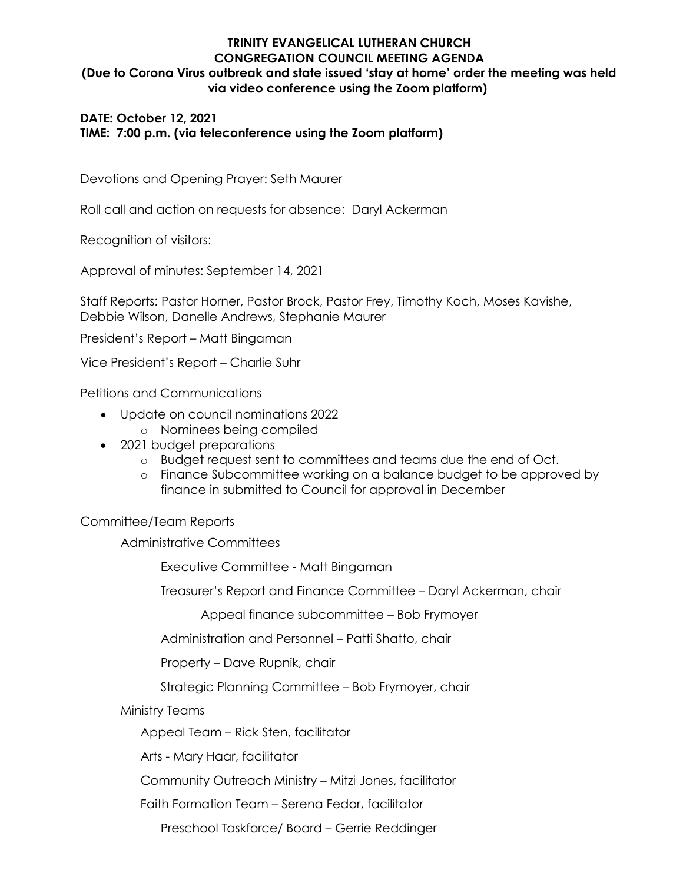# TRINITY EVANGELICAL LUTHERAN CHURCH
## CONGREGATION COUNCIL MEETING AGENDA
### (Due to Corona Virus outbreak and state issued 'stay at home' order the meeting was held via video conference using the Zoom platform)

**DATE: October 12, 2021**
**TIME: 7:00 p.m. (via teleconference using the Zoom platform)**

Devotions and Opening Prayer: Seth Maurer

Roll call and action on requests for absence: Daryl Ackerman

Recognition of visitors:

Approval of minutes: September 14, 2021

Staff Reports: Pastor Horner, Pastor Brock, Pastor Frey, Timothy Koch, Moses Kavishe, Debbie Wilson, Danelle Andrews, Stephanie Maurer

President's Report – Matt Bingaman

Vice President's Report – Charlie Suhr

Petitions and Communications

- Update on council nominations 2022
    - Nominees being compiled
- 2021 budget preparations
    - Budget request sent to committees and teams due the end of Oct.
    - Finance Subcommittee working on a balance budget to be approved by finance in submitted to Council for approval in December

Committee/Team Reports

- Administrative Committees
    - Executive Committee - Matt Bingaman
    - Treasurer's Report and Finance Committee – Daryl Ackerman, chair
        - Appeal finance subcommittee – Bob Frymoyer
    - Administration and Personnel – Patti Shatto, chair
    - Property – Dave Rupnik, chair
    - Strategic Planning Committee – Bob Frymoyer, chair
- Ministry Teams
    - Appeal Team – Rick Sten, facilitator
    - Arts - Mary Haar, facilitator
    - Community Outreach Ministry – Mitzi Jones, facilitator
    - Faith Formation Team – Serena Fedor, facilitator
        - Preschool Taskforce/ Board – Gerrie Reddinger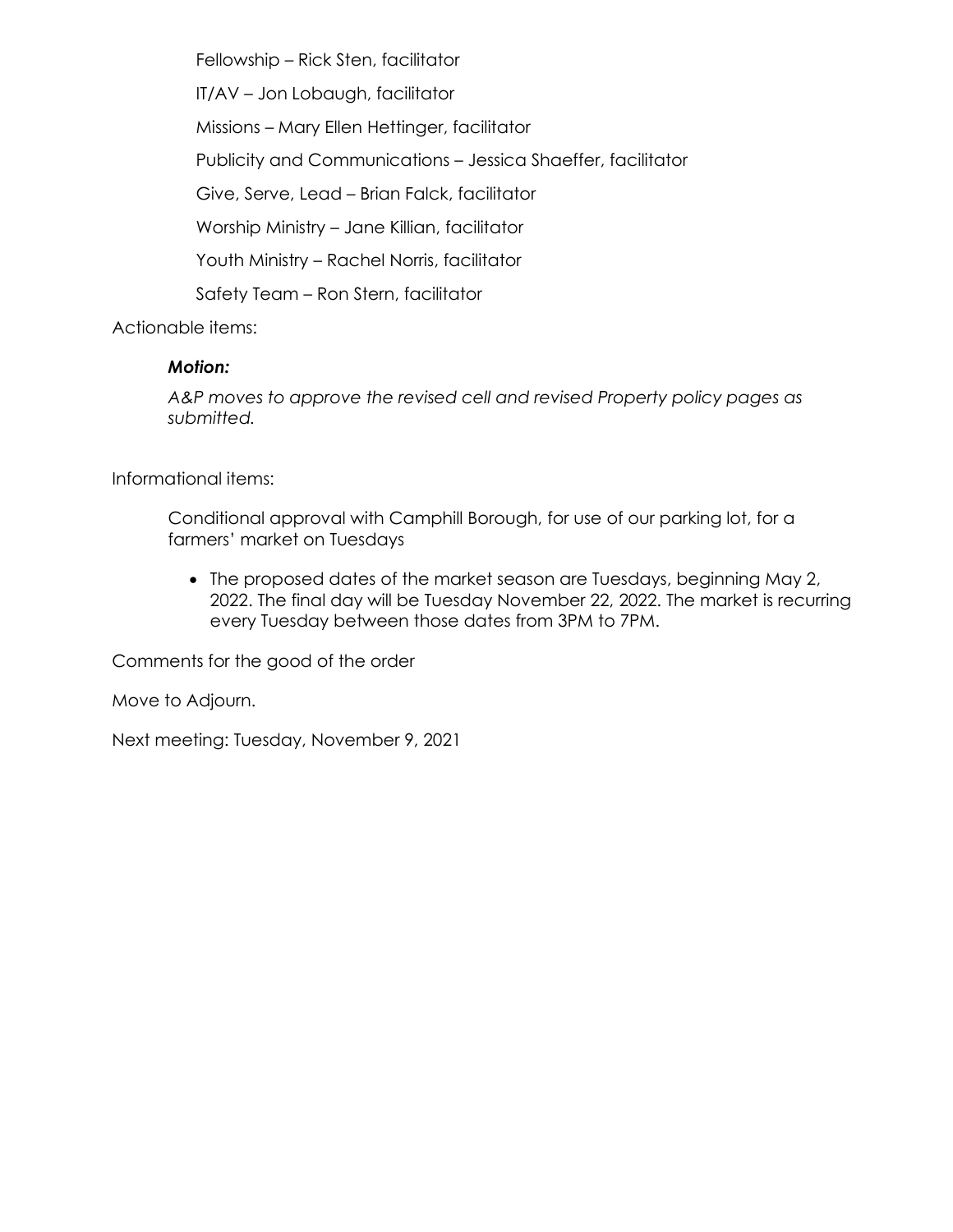Fellowship – Rick Sten, facilitator

IT/AV – Jon Lobaugh, facilitator

Missions – Mary Ellen Hettinger, facilitator

Publicity and Communications – Jessica Shaeffer, facilitator

Give, Serve, Lead – Brian Falck, facilitator

Worship Ministry – Jane Killian, facilitator

Youth Ministry – Rachel Norris, facilitator

Safety Team – Ron Stern, facilitator

Actionable items:

***Motion:***

*A&P moves to approve the revised cell and revised Property policy pages as submitted.*

Informational items:

Conditional approval with Camphill Borough, for use of our parking lot, for a farmers' market on Tuesdays

- The proposed dates of the market season are Tuesdays, beginning May 2, 2022. The final day will be Tuesday November 22, 2022. The market is recurring every Tuesday between those dates from 3PM to 7PM.

Comments for the good of the order

Move to Adjourn.

Next meeting: Tuesday, November 9, 2021